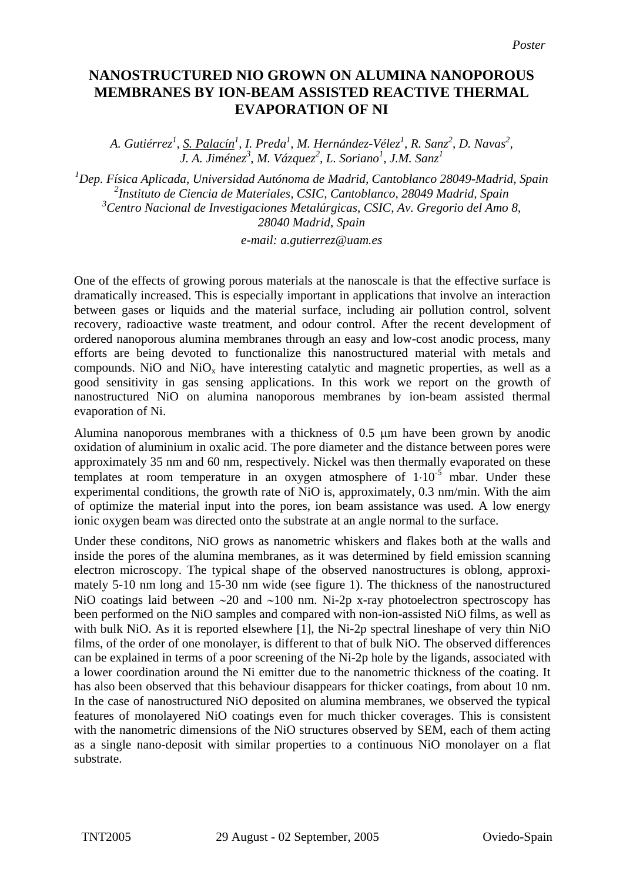*Poster*

# NANOSTRUCTURED NIO GROWN ON ALUMINA NANOPOROUS MEMBRANES BY ION-BEAM ASSISTED REACTIVE THERMAL EVAPORATION OF NI

*A. Gutiérrez[1], S. Palacín[1], I. Preda[1], M. Hernández-Vélez[1], R. Sanz[2], D. Navas[2], J. A. Jiménez[3], M. Vázquez[2], L. Soriano[1], J.M. Sanz[1]*

*[1]Dep. Física Aplicada, Universidad Autónoma de Madrid, Cantoblanco 28049-Madrid, Spain*
*[2]Instituto de Ciencia de Materiales, CSIC, Cantoblanco, 28049 Madrid, Spain*
*[3]Centro Nacional de Investigaciones Metalúrgicas, CSIC, Av. Gregorio del Amo 8, 28040 Madrid, Spain*

*e-mail: a.gutierrez@uam.es*

One of the effects of growing porous materials at the nanoscale is that the effective surface is dramatically increased. This is especially important in applications that involve an interaction between gases or liquids and the material surface, including air pollution control, solvent recovery, radioactive waste treatment, and odour control. After the recent development of ordered nanoporous alumina membranes through an easy and low-cost anodic process, many efforts are being devoted to functionalize this nanostructured material with metals and compounds. NiO and $NiO_x$ have interesting catalytic and magnetic properties, as well as a good sensitivity in gas sensing applications. In this work we report on the growth of nanostructured NiO on alumina nanoporous membranes by ion-beam assisted thermal evaporation of Ni.

Alumina nanoporous membranes with a thickness of 0.5 μm have been grown by anodic oxidation of aluminium in oxalic acid. The pore diameter and the distance between pores were approximately 35 nm and 60 nm, respectively. Nickel was then thermally evaporated on these templates at room temperature in an oxygen atmosphere of $1 \cdot 10^{-5}$ mbar. Under these experimental conditions, the growth rate of NiO is, approximately, 0.3 nm/min. With the aim of optimize the material input into the pores, ion beam assistance was used. A low energy ionic oxygen beam was directed onto the substrate at an angle normal to the surface.

Under these conditons, NiO grows as nanometric whiskers and flakes both at the walls and inside the pores of the alumina membranes, as it was determined by field emission scanning electron microscopy. The typical shape of the observed nanostructures is oblong, approximately 5-10 nm long and 15-30 nm wide (see figure 1). The thickness of the nanostructured NiO coatings laid between ~20 and ~100 nm. Ni-2p x-ray photoelectron spectroscopy has been performed on the NiO samples and compared with non-ion-assisted NiO films, as well as with bulk NiO. As it is reported elsewhere [1], the Ni-2p spectral lineshape of very thin NiO films, of the order of one monolayer, is different to that of bulk NiO. The observed differences can be explained in terms of a poor screening of the Ni-2p hole by the ligands, associated with a lower coordination around the Ni emitter due to the nanometric thickness of the coating. It has also been observed that this behaviour disappears for thicker coatings, from about 10 nm. In the case of nanostructured NiO deposited on alumina membranes, we observed the typical features of monolayered NiO coatings even for much thicker coverages. This is consistent with the nanometric dimensions of the NiO structures observed by SEM, each of them acting as a single nano-deposit with similar properties to a continuous NiO monolayer on a flat substrate.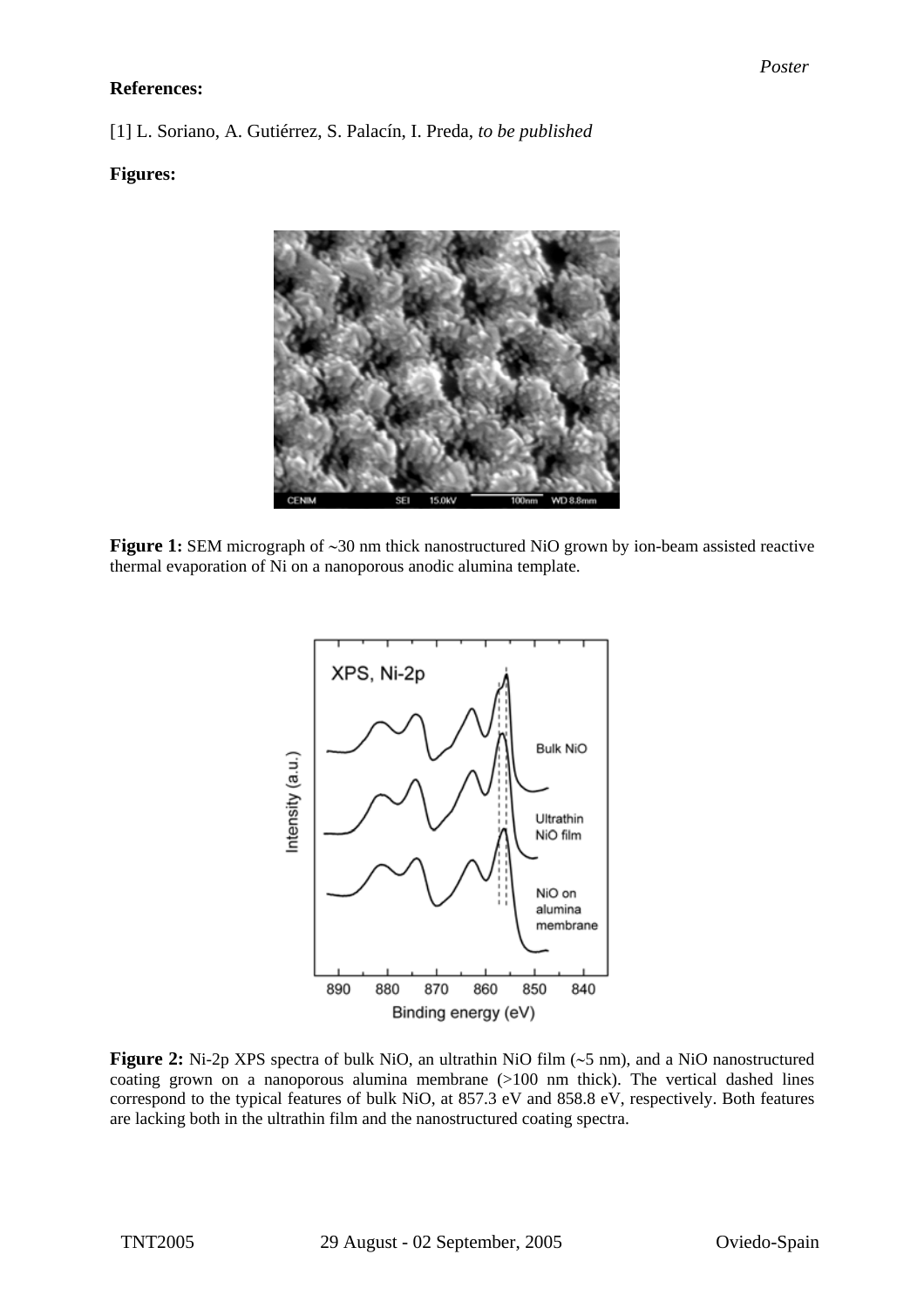## References:

[1] L. Soriano, A. Gutiérrez, S. Palacín, I. Preda, *to be published*

## Figures:

CENIM SEI 15.0kV 100nm WD 8.8mm

**Figure 1:** SEM micrograph of ~30 nm thick nanostructured NiO grown by ion-beam assisted reactive thermal evaporation of Ni on a nanoporous anodic alumina template.

XPS, Ni-2p

Intensity (a.u.)

Bulk NiO

Ultrathin NiO film

NiO on alumina membrane

890 880 870 860 850 840

Binding energy (eV)

**Figure 2:** Ni-2p XPS spectra of bulk NiO, an ultrathin NiO film (~5 nm), and a NiO nanostructured coating grown on a nanoporous alumina membrane (>100 nm thick). The vertical dashed lines correspond to the typical features of bulk NiO, at 857.3 eV and 858.8 eV, respectively. Both features are lacking both in the ultrathin film and the nanostructured coating spectra.